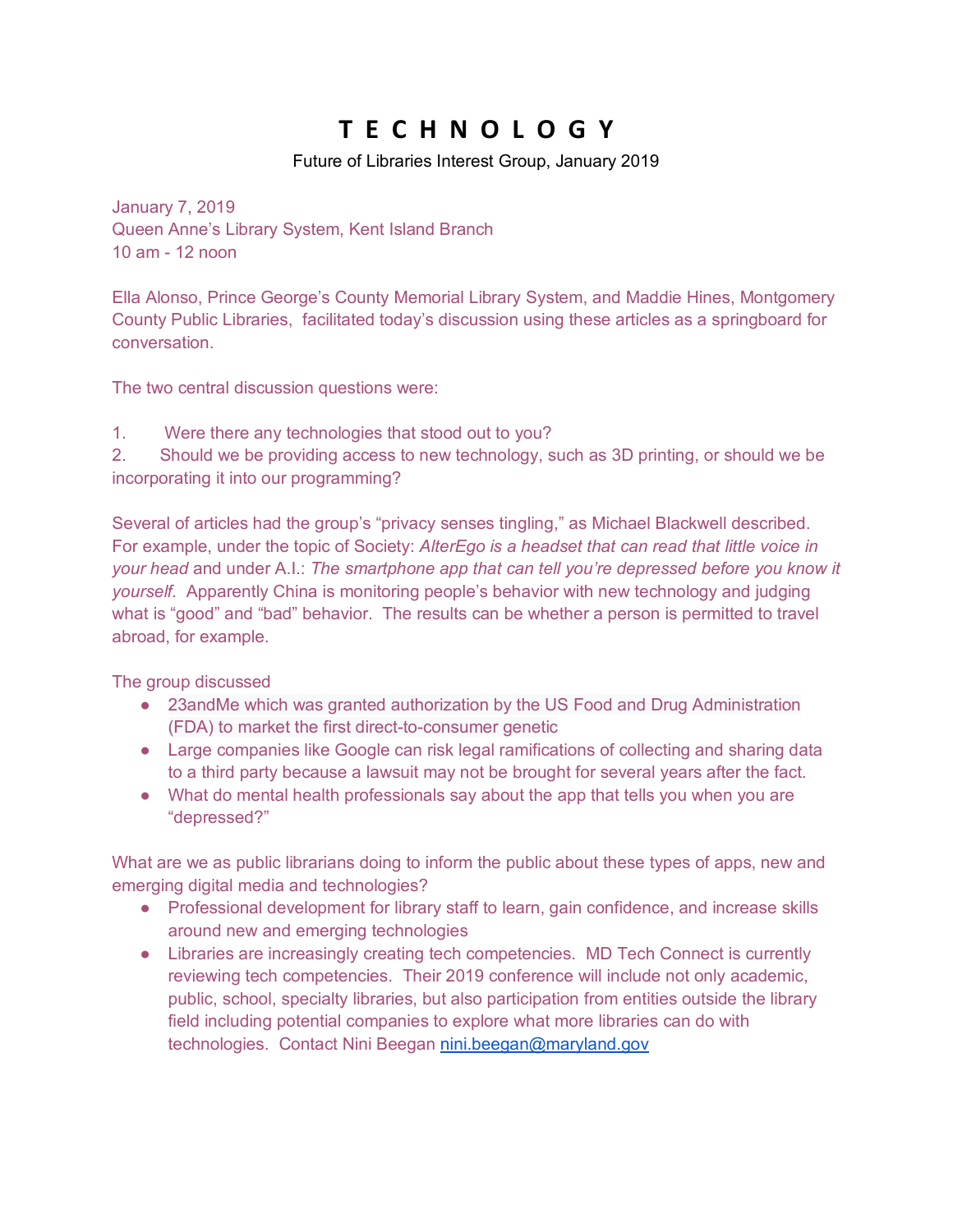# T E C H N O L O G Y

Future of Libraries Interest Group, January 2019

January 7, 2019
Queen Anne's Library System, Kent Island Branch
10 am - 12 noon

Ella Alonso, Prince George's County Memorial Library System, and Maddie Hines, Montgomery County Public Libraries, facilitated today's discussion using these articles as a springboard for conversation.

The two central discussion questions were:

1. Were there any technologies that stood out to you?
2. Should we be providing access to new technology, such as 3D printing, or should we be incorporating it into our programming?

Several of articles had the group's "privacy senses tingling," as Michael Blackwell described. For example, under the topic of Society: *AlterEgo is a headset that can read that little voice in your head* and under A.I.: *The smartphone app that can tell you're depressed before you know it yourself*. Apparently China is monitoring people's behavior with new technology and judging what is "good" and "bad" behavior. The results can be whether a person is permitted to travel abroad, for example.

The group discussed

- 23andMe which was granted authorization by the US Food and Drug Administration (FDA) to market the first direct-to-consumer genetic
- Large companies like Google can risk legal ramifications of collecting and sharing data to a third party because a lawsuit may not be brought for several years after the fact.
- What do mental health professionals say about the app that tells you when you are "depressed?"

What are we as public librarians doing to inform the public about these types of apps, new and emerging digital media and technologies?

- Professional development for library staff to learn, gain confidence, and increase skills around new and emerging technologies
- Libraries are increasingly creating tech competencies. MD Tech Connect is currently reviewing tech competencies. Their 2019 conference will include not only academic, public, school, specialty libraries, but also participation from entities outside the library field including potential companies to explore what more libraries can do with technologies. Contact Nini Beegan nini.beegan@maryland.gov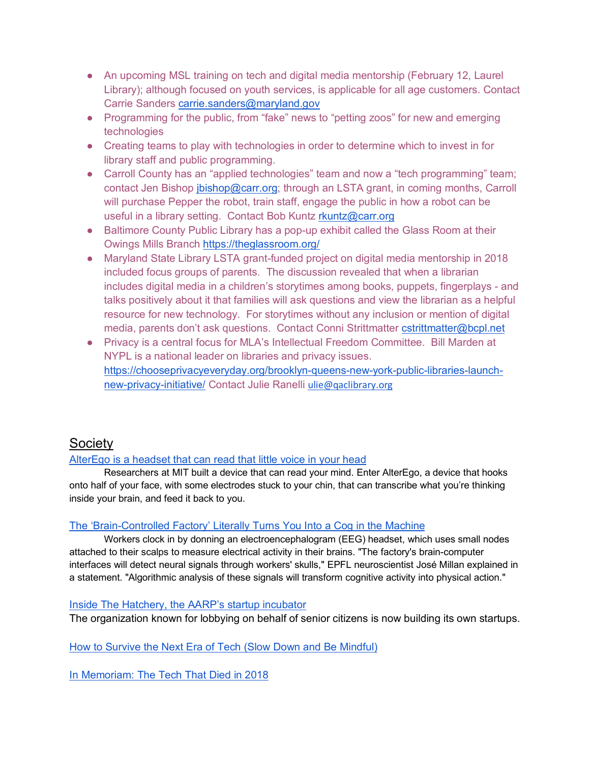- An upcoming MSL training on tech and digital media mentorship (February 12, Laurel Library); although focused on youth services, is applicable for all age customers. Contact Carrie Sanders [carrie.sanders@maryland.gov](mailto:carrie.sanders@maryland.gov)
- Programming for the public, from "fake" news to "petting zoos" for new and emerging technologies
- Creating teams to play with technologies in order to determine which to invest in for library staff and public programming.
- Carroll County has an "applied technologies" team and now a "tech programming" team; contact Jen Bishop [jbishop@carr.org](mailto:jbishop@carr.org); through an LSTA grant, in coming months, Carroll will purchase Pepper the robot, train staff, engage the public in how a robot can be useful in a library setting. Contact Bob Kuntz [rkuntz@carr.org](mailto:rkuntz@carr.org)
- Baltimore County Public Library has a pop-up exhibit called the Glass Room at their Owings Mills Branch [https://theglassroom.org/](https://theglassroom.org/)
- Maryland State Library LSTA grant-funded project on digital media mentorship in 2018 included focus groups of parents. The discussion revealed that when a librarian includes digital media in a children's storytimes among books, puppets, fingerplays - and talks positively about it that families will ask questions and view the librarian as a helpful resource for new technology. For storytimes without any inclusion or mention of digital media, parents don't ask questions. Contact Conni Strittmatter [cstrittmatter@bcpl.net](mailto:cstrittmatter@bcpl.net)
- Privacy is a central focus for MLA's Intellectual Freedom Committee. Bill Marden at NYPL is a national leader on libraries and privacy issues. [https://chooseprivacyeveryday.org/brooklyn-queens-new-york-public-libraries-launch-new-privacy-initiative/](https://chooseprivacyeveryday.org/brooklyn-queens-new-york-public-libraries-launch-new-privacy-initiative/) Contact Julie Ranelli [ulie@qaclibrary.org](mailto:ulie@qaclibrary.org)

## Society

[AlterEgo is a headset that can read that little voice in your head]()

Researchers at MIT built a device that can read your mind. Enter AlterEgo, a device that hooks onto half of your face, with some electrodes stuck to your chin, that can transcribe what you're thinking inside your brain, and feed it back to you.

[The 'Brain-Controlled Factory' Literally Turns You Into a Cog in the Machine]()

Workers clock in by donning an electroencephalogram (EEG) headset, which uses small nodes attached to their scalps to measure electrical activity in their brains. "The factory's brain-computer interfaces will detect neural signals through workers' skulls," EPFL neuroscientist José Millan explained in a statement. "Algorithmic analysis of these signals will transform cognitive activity into physical action."

[Inside The Hatchery, the AARP's startup incubator]()

The organization known for lobbying on behalf of senior citizens is now building its own startups.

[How to Survive the Next Era of Tech (Slow Down and Be Mindful)]()

[In Memoriam: The Tech That Died in 2018]()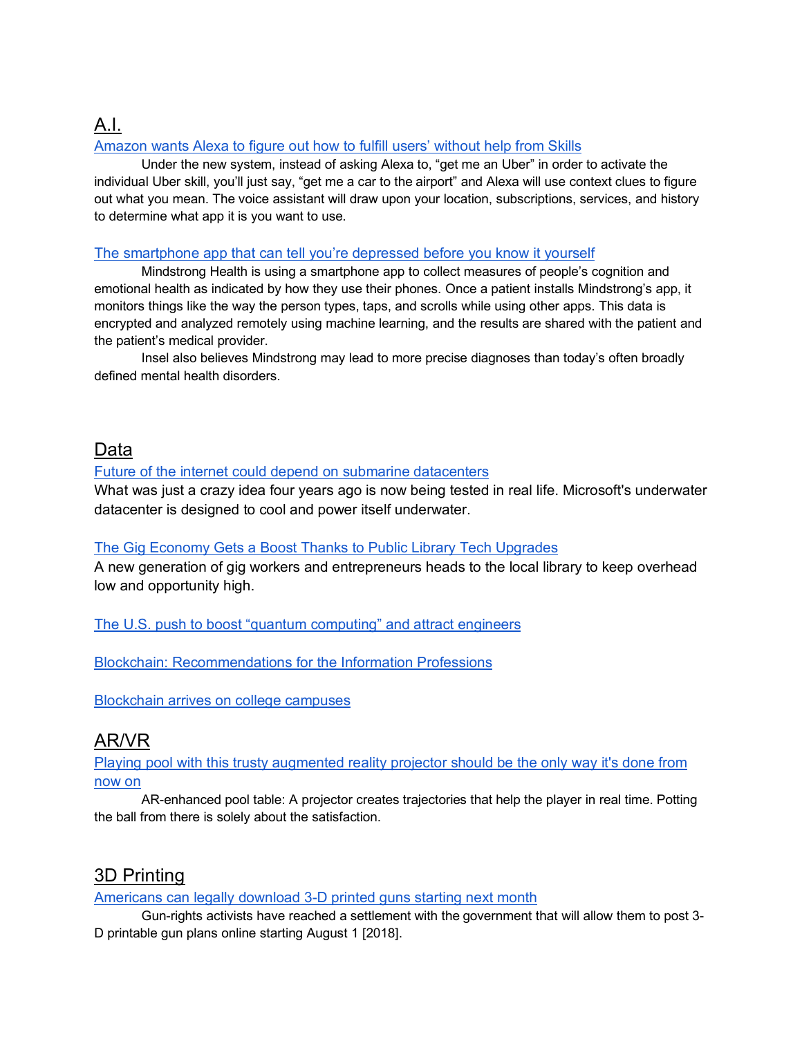## A.I.

Amazon wants Alexa to figure out how to fulfill users' without help from Skills

Under the new system, instead of asking Alexa to, "get me an Uber" in order to activate the individual Uber skill, you'll just say, "get me a car to the airport" and Alexa will use context clues to figure out what you mean. The voice assistant will draw upon your location, subscriptions, services, and history to determine what app it is you want to use.

The smartphone app that can tell you're depressed before you know it yourself

Mindstrong Health is using a smartphone app to collect measures of people's cognition and emotional health as indicated by how they use their phones. Once a patient installs Mindstrong's app, it monitors things like the way the person types, taps, and scrolls while using other apps. This data is encrypted and analyzed remotely using machine learning, and the results are shared with the patient and the patient's medical provider.

Insel also believes Mindstrong may lead to more precise diagnoses than today's often broadly defined mental health disorders.

## Data

Future of the internet could depend on submarine datacenters

What was just a crazy idea four years ago is now being tested in real life. Microsoft's underwater datacenter is designed to cool and power itself underwater.

The Gig Economy Gets a Boost Thanks to Public Library Tech Upgrades

A new generation of gig workers and entrepreneurs heads to the local library to keep overhead low and opportunity high.

The U.S. push to boost "quantum computing" and attract engineers

Blockchain: Recommendations for the Information Professions

Blockchain arrives on college campuses

## AR/VR

Playing pool with this trusty augmented reality projector should be the only way it's done from now on

AR-enhanced pool table: A projector creates trajectories that help the player in real time. Potting the ball from there is solely about the satisfaction.

## 3D Printing

Americans can legally download 3-D printed guns starting next month

Gun-rights activists have reached a settlement with the government that will allow them to post 3-D printable gun plans online starting August 1 [2018].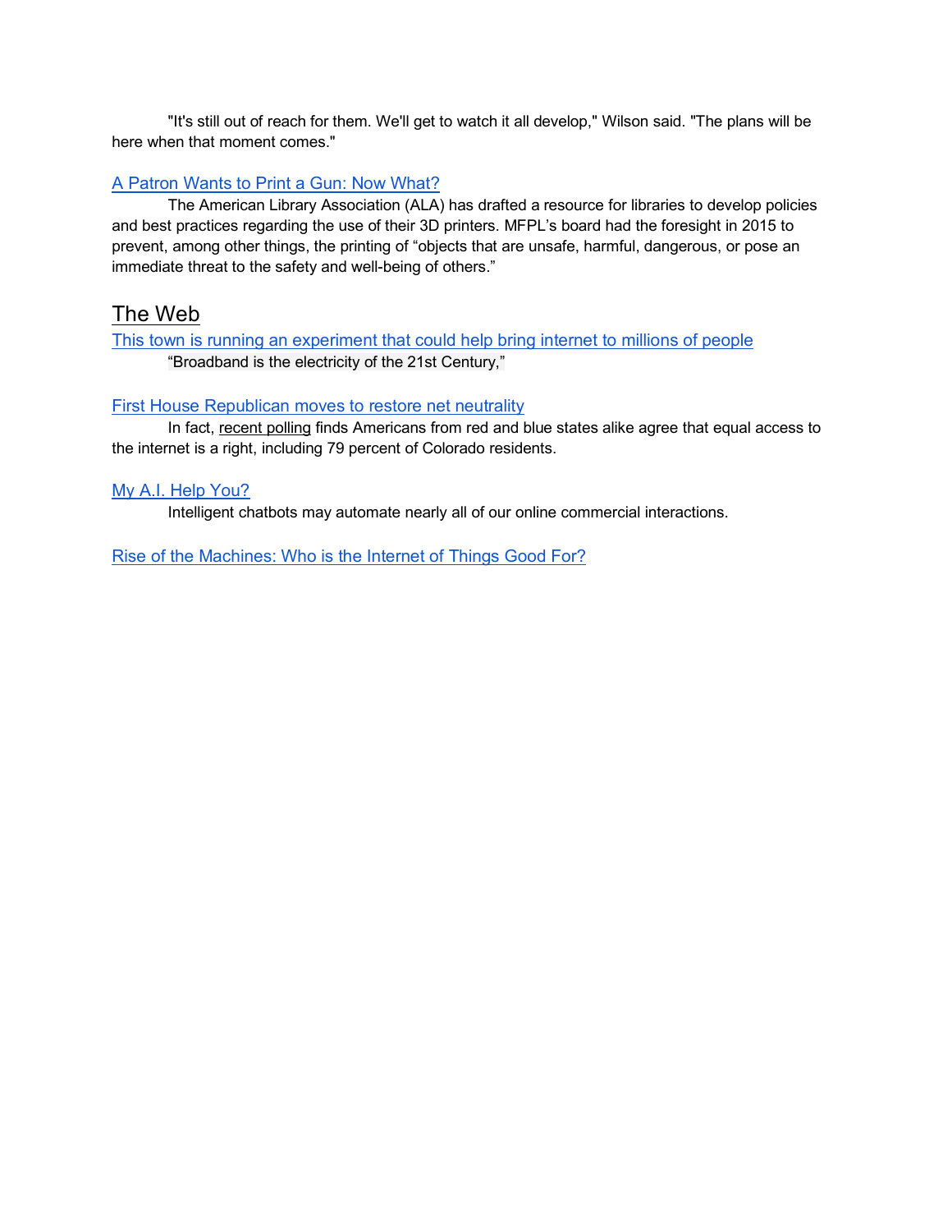"It's still out of reach for them. We'll get to watch it all develop," Wilson said. "The plans will be here when that moment comes."

A Patron Wants to Print a Gun: Now What?

The American Library Association (ALA) has drafted a resource for libraries to develop policies and best practices regarding the use of their 3D printers. MFPL's board had the foresight in 2015 to prevent, among other things, the printing of "objects that are unsafe, harmful, dangerous, or pose an immediate threat to the safety and well-being of others."

## The Web

This town is running an experiment that could help bring internet to millions of people

"Broadband is the electricity of the 21st Century,"

First House Republican moves to restore net neutrality

In fact, recent polling finds Americans from red and blue states alike agree that equal access to the internet is a right, including 79 percent of Colorado residents.

My A.I. Help You?

Intelligent chatbots may automate nearly all of our online commercial interactions.

Rise of the Machines: Who is the Internet of Things Good For?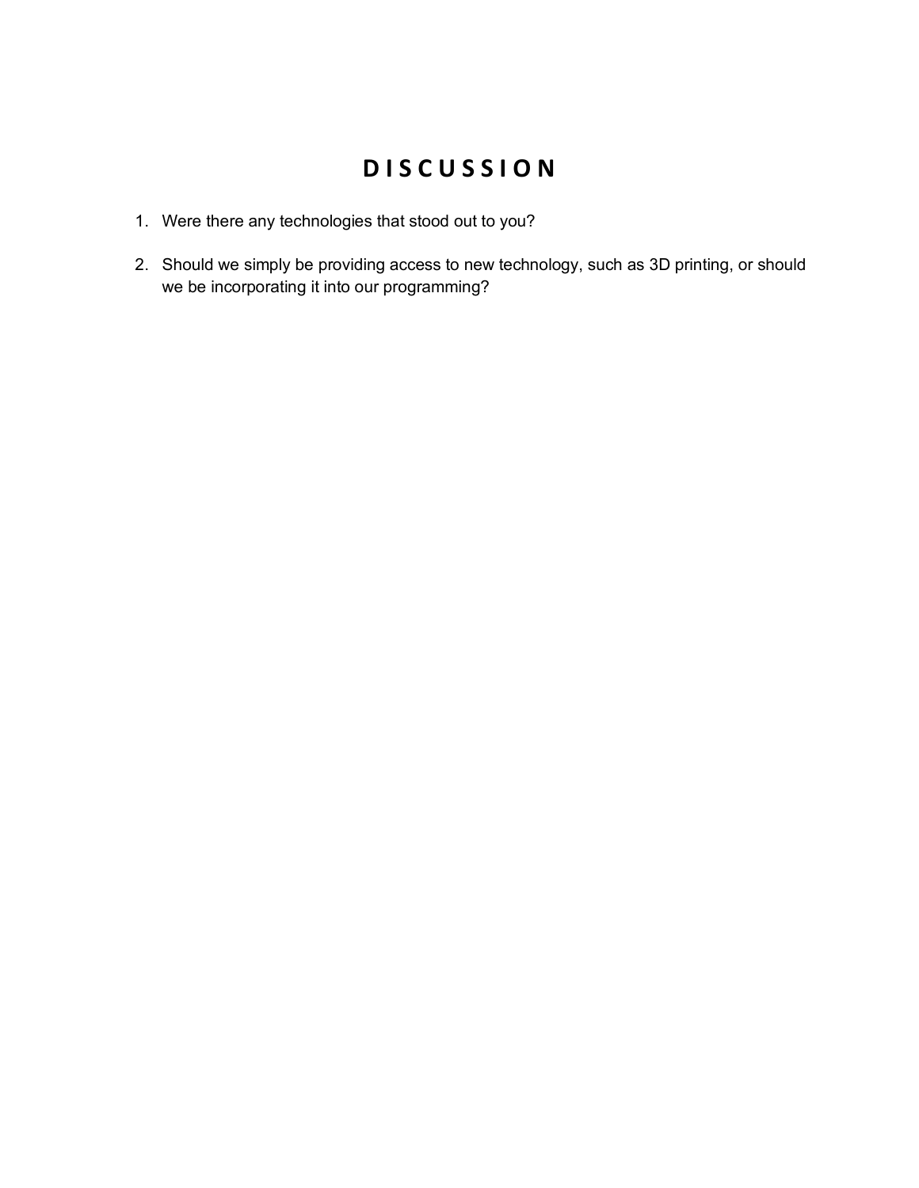# DISCUSSION

1. Were there any technologies that stood out to you?

2. Should we simply be providing access to new technology, such as 3D printing, or should we be incorporating it into our programming?